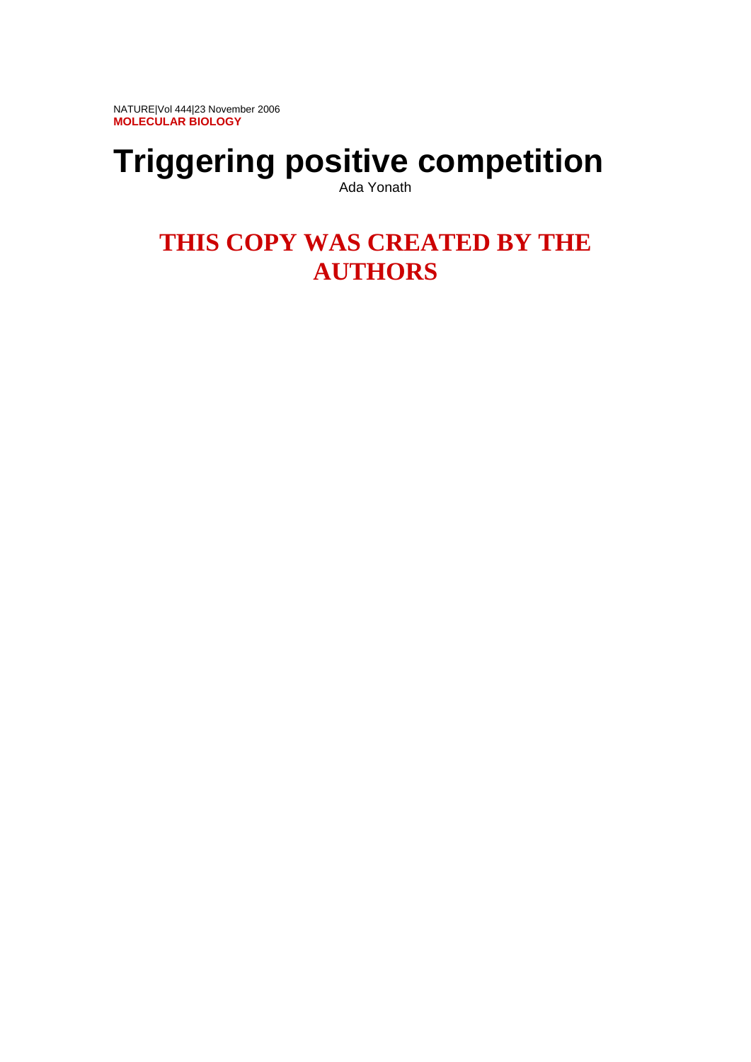MOLECULAR BIOLOGY

# Triggering positive competition

Ada Yonath

## THIS COPY WAS CREATED BY THE AUTHORS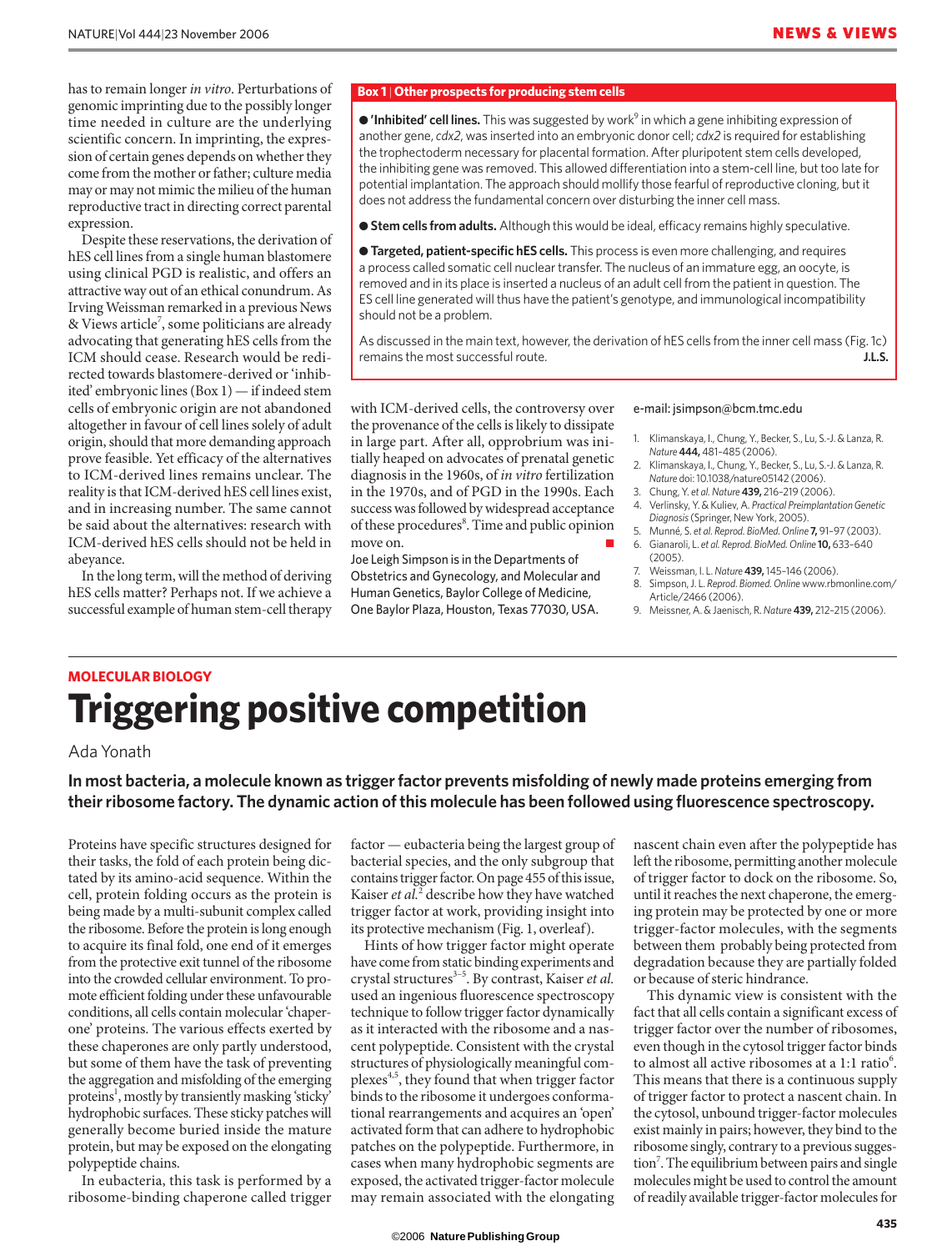has to remain longer *in vitro*. Perturbations of genomic imprinting due to the possibly longer time needed in culture are the underlying scientific concern. In imprinting, the expression of certain genes depends on whether they come from the mother or father; culture media may or may not mimic the milieu of the human reproductive tract in directing correct parental expression.

Despite these reservations, the derivation of hES cell lines from a single human blastomere using clinical PGD is realistic, and offers an attractive way out of an ethical conundrum. As Irving Weissman remarked in a previous News & Views article[7], some politicians are already advocating that generating hES cells from the ICM should cease. Research would be redirected towards blastomere-derived or 'inhibited' embryonic lines (Box 1) — if indeed stem cells of embryonic origin are not abandoned altogether in favour of cell lines solely of adult origin, should that more demanding approach prove feasible. Yet efficacy of the alternatives to ICM-derived lines remains unclear. The reality is that ICM-derived hES cell lines exist, and in increasing number. The same cannot be said about the alternatives: research with ICM-derived hES cells should not be held in abeyance.

In the long term, will the method of deriving hES cells matter? Perhaps not. If we achieve a successful example of human stem-cell therapy with ICM-derived cells, the controversy over the provenance of the cells is likely to dissipate in large part. After all, opprobrium was initially heaped on advocates of prenatal genetic diagnosis in the 1960s, of *in vitro* fertilization in the 1970s, and of PGD in the 1990s. Each success was followed by widespread acceptance of these procedures[8]. Time and public opinion move on.

Joe Leigh Simpson is in the Departments of Obstetrics and Gynecology, and Molecular and Human Genetics, Baylor College of Medicine, One Baylor Plaza, Houston, Texas 77030, USA.
e-mail: jsimpson@bcm.tmc.edu

1. Klimanskaya, I., Chung, Y., Becker, S., Lu, S.-J. & Lanza, R. *Nature* **444,** 481–485 (2006).
2. Klimanskaya, I., Chung, Y., Becker, S., Lu, S.-J. & Lanza, R. *Nature* doi:10.1038/nature05142 (2006).
3. Chung, Y. *et al. Nature* **439,** 216–219 (2006).
4. Verlinsky, Y. & Kuliev, A. *Practical Preimplantation Genetic Diagnosis* (Springer, New York, 2005).
5. Munné, S. *et al. Reprod. BioMed. Online* **7,** 91–97 (2003).
6. Gianaroli, L. *et al. Reprod. BioMed. Online* **10,** 633–640 (2005).
7. Weissman, I. L. *Nature* **439,** 145–146 (2006).
8. Simpson, J. L. *Reprod. Biomed. Online* www.rbmonline.com/Article/2466 (2006).
9. Meissner, A. & Jaenisch, R. *Nature* **439,** 212–215 (2006).

**Box 1 | Other prospects for producing stem cells**

- **'Inhibited' cell lines.** This was suggested by work[9] in which a gene inhibiting expression of another gene, *cdx2*, was inserted into an embryonic donor cell; *cdx2* is required for establishing the trophectoderm necessary for placental formation. After pluripotent stem cells developed, the inhibiting gene was removed. This allowed differentiation into a stem-cell line, but too late for potential implantation. The approach should mollify those fearful of reproductive cloning, but it does not address the fundamental concern over disturbing the inner cell mass.
- **Stem cells from adults.** Although this would be ideal, efficacy remains highly speculative.
- **Targeted, patient-specific hES cells.** This process is even more challenging, and requires a process called somatic cell nuclear transfer. The nucleus of an immature egg, an oocyte, is removed and in its place is inserted a nucleus of an adult cell from the patient in question. The ES cell line generated will thus have the patient's genotype, and immunological incompatibility should not be a problem.

As discussed in the main text, however, the derivation of hES cells from the inner cell mass (Fig. 1c) remains the most successful route. **J.L.S.**

MOLECULAR BIOLOGY

# Triggering positive competition

Ada Yonath

**In most bacteria, a molecule known as trigger factor prevents misfolding of newly made proteins emerging from their ribosome factory. The dynamic action of this molecule has been followed using fluorescence spectroscopy.**

Proteins have specific structures designed for their tasks, the fold of each protein being dictated by its amino-acid sequence. Within the cell, protein folding occurs as the protein is being made by a multi-subunit complex called the ribosome. Before the protein is long enough to acquire its final fold, one end of it emerges from the protective exit tunnel of the ribosome into the crowded cellular environment. To promote efficient folding under these unfavourable conditions, all cells contain molecular 'chaperone' proteins. The various effects exerted by these chaperones are only partly understood, but some of them have the task of preventing the aggregation and misfolding of the emerging proteins[1], mostly by transiently masking 'sticky' hydrophobic surfaces. These sticky patches will generally become buried inside the mature protein, but may be exposed on the elongating polypeptide chains.

In eubacteria, this task is performed by a ribosome-binding chaperone called trigger factor — eubacteria being the largest group of bacterial species, and the only subgroup that contains trigger factor. On page 455 of this issue, Kaiser *et al.*[2] describe how they have watched trigger factor at work, providing insight into its protective mechanism (Fig. 1, overleaf).

Hints of how trigger factor might operate have come from static binding experiments and crystal structures[3–5]. By contrast, Kaiser *et al.* used an ingenious fluorescence spectroscopy technique to follow trigger factor dynamically as it interacted with the ribosome and a nascent polypeptide. Consistent with the crystal structures of physiologically meaningful complexes[4,5], they found that when trigger factor binds to the ribosome it undergoes conformational rearrangements and acquires an 'open' activated form that can adhere to hydrophobic patches on the polypeptide. Furthermore, in cases when many hydrophobic segments are exposed, the activated trigger-factor molecule may remain associated with the elongating nascent chain even after the polypeptide has left the ribosome, permitting another molecule of trigger factor to dock on the ribosome. So, until it reaches the next chaperone, the emerging protein may be protected by one or more trigger-factor molecules, with the segments between them probably being protected from degradation because they are partially folded or because of steric hindrance.

This dynamic view is consistent with the fact that all cells contain a significant excess of trigger factor over the number of ribosomes, even though in the cytosol trigger factor binds to almost all active ribosomes at a 1:1 ratio[6]. This means that there is a continuous supply of trigger factor to protect a nascent chain. In the cytosol, unbound trigger-factor molecules exist mainly in pairs; however, they bind to the ribosome singly, contrary to a previous suggestion[7]. The equilibrium between pairs and single molecules might be used to control the amount of readily available trigger-factor molecules for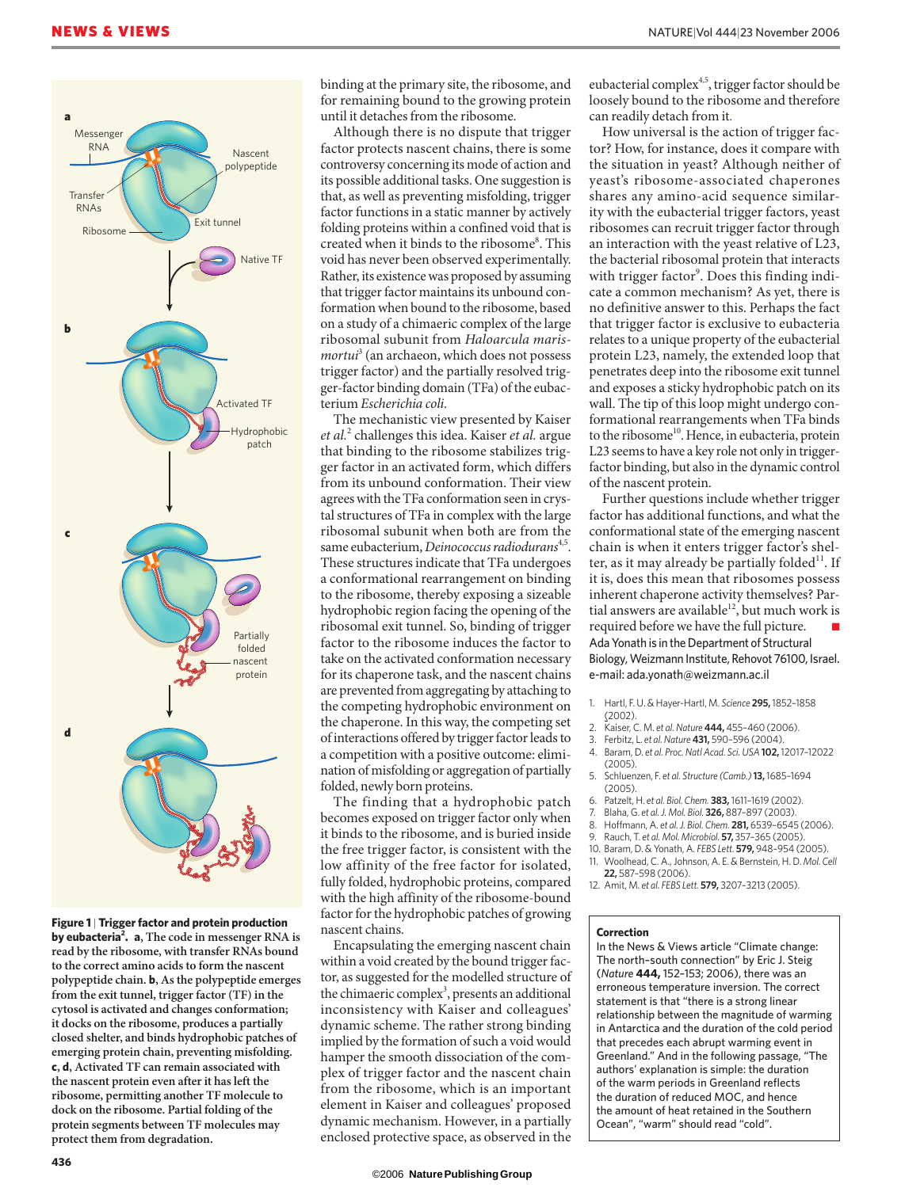Messenger RNA

Nascent polypeptide

Transfer RNAs

Ribosome

Exit tunnel

Native TF

Activated TF

Hydrophobic patch

Partially folded nascent protein

a

b

c

d

**Figure 1 | Trigger factor and protein production by eubacteria[2].** **a**, The code in messenger RNA is read by the ribosome, with transfer RNAs bound to the correct amino acids to form the nascent polypeptide chain. **b**, As the polypeptide emerges from the exit tunnel, trigger factor (TF) in the cytosol is activated and changes conformation; it docks on the ribosome, produces a partially closed shelter, and binds hydrophobic patches of emerging protein chain, preventing misfolding. **c**, **d**, Activated TF can remain associated with the nascent protein even after it has left the ribosome, permitting another TF molecule to dock on the ribosome. Partial folding of the protein segments between TF molecules may protect them from degradation.

binding at the primary site, the ribosome, and for remaining bound to the growing protein until it detaches from the ribosome.

Although there is no dispute that trigger factor protects nascent chains, there is some controversy concerning its mode of action and its possible additional tasks. One suggestion is that, as well as preventing misfolding, trigger factor functions in a static manner by actively folding proteins within a confined void that is created when it binds to the ribosome[8]. This void has never been observed experimentally. Rather, its existence was proposed by assuming that trigger factor maintains its unbound conformation when bound to the ribosome, based on a study of a chimaeric complex of the large ribosomal subunit from *Haloarcula marismortui*[3] (an archaeon, which does not possess trigger factor) and the partially resolved trigger-factor binding domain (TFa) of the eubacterium *Escherichia coli*.

The mechanistic view presented by Kaiser *et al.*[2] challenges this idea. Kaiser *et al.* argue that binding to the ribosome stabilizes trigger factor in an activated form, which differs from its unbound conformation. Their view agrees with the TFa conformation seen in crystal structures of TFa in complex with the large ribosomal subunit when both are from the same eubacterium, *Deinococcus radiodurans*[4,5]. These structures indicate that TFa undergoes a conformational rearrangement on binding to the ribosome, thereby exposing a sizeable hydrophobic region facing the opening of the ribosomal exit tunnel. So, binding of trigger factor to the ribosome induces the factor to take on the activated conformation necessary for its chaperone task, and the nascent chains are prevented from aggregating by attaching to the competing hydrophobic environment on the chaperone. In this way, the competing set of interactions offered by trigger factor leads to a competition with a positive outcome: elimination of misfolding or aggregation of partially folded, newly born proteins.

The finding that a hydrophobic patch becomes exposed on trigger factor only when it binds to the ribosome, and is buried inside the free trigger factor, is consistent with the low affinity of the free factor for isolated, fully folded, hydrophobic proteins, compared with the high affinity of the ribosome-bound factor for the hydrophobic patches of growing nascent chains.

Encapsulating the emerging nascent chain within a void created by the bound trigger factor, as suggested for the modelled structure of the chimaeric complex[3], presents an additional inconsistency with Kaiser and colleagues' dynamic scheme. The rather strong binding implied by the formation of such a void would hamper the smooth dissociation of the complex of trigger factor and the nascent chain from the ribosome, which is an important element in Kaiser and colleagues' proposed dynamic mechanism. However, in a partially enclosed protective space, as observed in the eubacterial complex[4,5], trigger factor should be loosely bound to the ribosome and therefore can readily detach from it.

How universal is the action of trigger factor? How, for instance, does it compare with the situation in yeast? Although neither of yeast's ribosome-associated chaperones shares any amino-acid sequence similarity with the eubacterial trigger factors, yeast ribosomes can recruit trigger factor through an interaction with the yeast relative of L23, the bacterial ribosomal protein that interacts with trigger factor[9]. Does this finding indicate a common mechanism? As yet, there is no definitive answer to this. Perhaps the fact that trigger factor is exclusive to eubacteria relates to a unique property of the eubacterial protein L23, namely, the extended loop that penetrates deep into the ribosome exit tunnel and exposes a sticky hydrophobic patch on its wall. The tip of this loop might undergo conformational rearrangements when TFa binds to the ribosome[10]. Hence, in eubacteria, protein L23 seems to have a key role not only in trigger-factor binding, but also in the dynamic control of the nascent protein.

Further questions include whether trigger factor has additional functions, and what the conformational state of the emerging nascent chain is when it enters trigger factor's shelter, as it may already be partially folded[11]. If it is, does this mean that ribosomes possess inherent chaperone activity themselves? Partial answers are available[12], but much work is required before we have the full picture. ■

Ada Yonath is in the Department of Structural Biology, Weizmann Institute, Rehovot 76100, Israel.
e-mail: ada.yonath@weizmann.ac.il

1. Hartl, F. U. & Hayer-Hartl, M. *Science* **295,** 1852–1858 (2002).
2. Kaiser, C. M. *et al. Nature* **444,** 455–460 (2006).
3. Ferbitz, L. *et al. Nature* **431,** 590–596 (2004).
4. Baram, D. *et al. Proc. Natl Acad. Sci. USA* **102,** 12017–12022 (2005).
5. Schluenzen, F. *et al. Structure (Camb.)* **13,** 1685–1694 (2005).
6. Patzelt, H. *et al. Biol. Chem.* **383,** 1611–1619 (2002).
7. Blaha, G. *et al. J. Mol. Biol.* **326,** 887–897 (2003).
8. Hoffmann, A. *et al. J. Biol. Chem.* **281,** 6539–6545 (2006).
9. Rauch, T. *et al. Mol. Microbiol.* **57,** 357–365 (2005).
10. Baram, D. & Yonath, A. *FEBS Lett.* **579,** 948–954 (2005).
11. Woolhead, C. A., Johnson, A. E. & Bernstein, H. D. *Mol. Cell* **22,** 587–598 (2006).
12. Amit, M. *et al. FEBS Lett.* **579,** 3207–3213 (2005).

**Correction**

In the News & Views article "Climate change: The north–south connection" by Eric J. Steig (*Nature* **444,** 152–153; 2006), there was an erroneous temperature inversion. The correct statement is that "there is a strong linear relationship between the magnitude of warming in Antarctica and the duration of the cold period that precedes each abrupt warming event in Greenland." And in the following passage, "The authors' explanation is simple: the duration of the warm periods in Greenland reflects the duration of reduced MOC, and hence the amount of heat retained in the Southern Ocean", "warm" should read "cold".